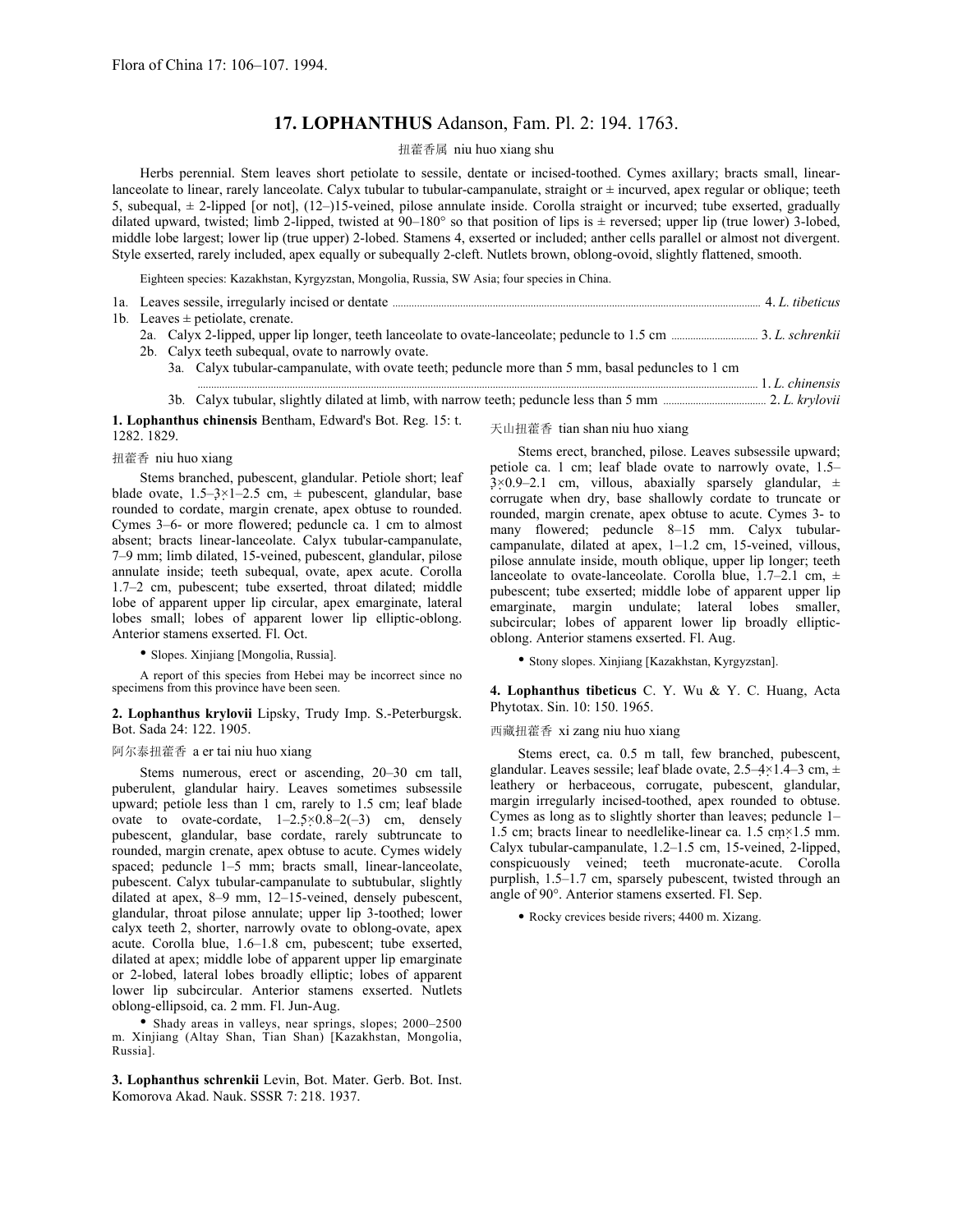Flora of China 17: 106–107. 1994.

# 17. LOPHANTHUS Adanson, Fam. Pl. 2: 194. 1763.

扭藿香属 niu huo xiang shu

Herbs perennial. Stem leaves short petiolate to sessile, dentate or incised-toothed. Cymes axillary; bracts small, linear-lanceolate to linear, rarely lanceolate. Calyx tubular to tubular-campanulate, straight or ± incurved, apex regular or oblique; teeth 5, subequal, ± 2-lipped [or not], (12–)15-veined, pilose annulate inside. Corolla straight or incurved; tube exserted, gradually dilated upward, twisted; limb 2-lipped, twisted at 90–180° so that position of lips is ± reversed; upper lip (true lower) 3-lobed, middle lobe largest; lower lip (true upper) 2-lobed. Stamens 4, exserted or included; anther cells parallel or almost not divergent. Style exserted, rarely included, apex equally or subequally 2-cleft. Nutlets brown, oblong-ovoid, slightly flattened, smooth.

Eighteen species: Kazakhstan, Kyrgyzstan, Mongolia, Russia, SW Asia; four species in China.

1a. Leaves sessile, irregularly incised or dentate ..... 4. *L. tibeticus*
1b. Leaves ± petiolate, crenate.
  2a. Calyx 2-lipped, upper lip longer, teeth lanceolate to ovate-lanceolate; peduncle to 1.5 cm ..... 3. *L. schrenkii*
  2b. Calyx teeth subequal, ovate to narrowly ovate.
    3a. Calyx tubular-campanulate, with ovate teeth; peduncle more than 5 mm, basal peduncles to 1 cm ..... 1. *L. chinensis*
    3b. Calyx tubular, slightly dilated at limb, with narrow teeth; peduncle less than 5 mm ..... 2. *L. krylovii*

**1. Lophanthus chinensis** Bentham, Edward's Bot. Reg. 15: t. 1282. 1829.

扭藿香 niu huo xiang

Stems branched, pubescent, glandular. Petiole short; leaf blade ovate, 1.5–3 × 1–2.5 cm, ± pubescent, glandular, base rounded to cordate, margin crenate, apex obtuse to rounded. Cymes 3–6- or more flowered; peduncle ca. 1 cm to almost absent; bracts linear-lanceolate. Calyx tubular-campanulate, 7–9 mm; limb dilated, 15-veined, pubescent, glandular, pilose annulate inside; teeth subequal, ovate, apex acute. Corolla 1.7–2 cm, pubescent; tube exserted, throat dilated; middle lobe of apparent upper lip circular, apex emarginate, lateral lobes small; lobes of apparent lower lip elliptic-oblong. Anterior stamens exserted. Fl. Oct.

• Slopes. Xinjiang [Mongolia, Russia].

A report of this species from Hebei may be incorrect since no specimens from this province have been seen.

**2. Lophanthus krylovii** Lipsky, Trudy Imp. S.-Peterburgsk. Bot. Sada 24: 122. 1905.

阿尔泰扭藿香 a er tai niu huo xiang

Stems numerous, erect or ascending, 20–30 cm tall, puberulent, glandular hairy. Leaves sometimes subsessile upward; petiole less than 1 cm, rarely to 1.5 cm; leaf blade ovate to ovate-cordate, 1–2.5 × 0.8–2(–3) cm, densely pubescent, glandular, base cordate, rarely subtruncate to rounded, margin crenate, apex obtuse to acute. Cymes widely spaced; peduncle 1–5 mm; bracts small, linear-lanceolate, pubescent. Calyx tubular-campanulate to subtubular, slightly dilated at apex, 8–9 mm, 12–15-veined, densely pubescent, glandular, throat pilose annulate; upper lip 3-toothed; lower calyx teeth 2, shorter, narrowly ovate to oblong-ovate, apex acute. Corolla blue, 1.6–1.8 cm, pubescent; tube exserted, dilated at apex; middle lobe of apparent upper lip emarginate or 2-lobed, lateral lobes broadly elliptic; lobes of apparent lower lip subcircular. Anterior stamens exserted. Nutlets oblong-ellipsoid, ca. 2 mm. Fl. Jun-Aug.

• Shady areas in valleys, near springs, slopes; 2000–2500 m. Xinjiang (Altay Shan, Tian Shan) [Kazakhstan, Mongolia, Russia].

**3. Lophanthus schrenkii** Levin, Bot. Mater. Gerb. Bot. Inst. Komorova Akad. Nauk. SSSR 7: 218. 1937.

天山扭藿香 tian shan niu huo xiang

Stems erect, branched, pilose. Leaves subsessile upward; petiole ca. 1 cm; leaf blade ovate to narrowly ovate, 1.5–3 × 0.9–2.1 cm, villous, abaxially sparsely glandular, ± corrugate when dry, base shallowly cordate to truncate or rounded, margin crenate, apex obtuse to acute. Cymes 3- to many flowered; peduncle 8–15 mm. Calyx tubular-campanulate, dilated at apex, 1–1.2 cm, 15-veined, villous, pilose annulate inside, mouth oblique, upper lip longer; teeth lanceolate to ovate-lanceolate. Corolla blue, 1.7–2.1 cm, ± pubescent; tube exserted; middle lobe of apparent upper lip emarginate, margin undulate; lateral lobes smaller, subcircular; lobes of apparent lower lip broadly elliptic-oblong. Anterior stamens exserted. Fl. Aug.

• Stony slopes. Xinjiang [Kazakhstan, Kyrgyzstan].

**4. Lophanthus tibeticus** C. Y. Wu & Y. C. Huang, Acta Phytotax. Sin. 10: 150. 1965.

西藏扭藿香 xi zang niu huo xiang

Stems erect, ca. 0.5 m tall, few branched, pubescent, glandular. Leaves sessile; leaf blade ovate, 2.5–4 × 1.4–3 cm, ± leathery or herbaceous, corrugate, pubescent, glandular, margin irregularly incised-toothed, apex rounded to obtuse. Cymes as long as to slightly shorter than leaves; peduncle 1–1.5 cm; bracts linear to needlelike-linear ca. 1.5 cm × 1.5 mm. Calyx tubular-campanulate, 1.2–1.5 cm, 15-veined, 2-lipped, conspicuously veined; teeth mucronate-acute. Corolla purplish, 1.5–1.7 cm, sparsely pubescent, twisted through an angle of 90°. Anterior stamens exserted. Fl. Sep.

• Rocky crevices beside rivers; 4400 m. Xizang.